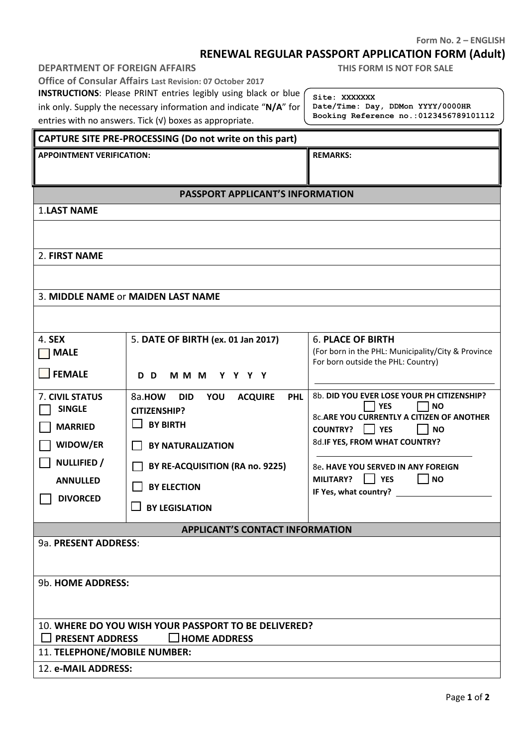Form No. 2 – ENGLISH

# RENEWAL REGULAR PASSPORT APPLICATION FORM (Adult)

**DEPARTMENT OF FOREIGN AFFAIRS** **THIS FORM IS NOT FOR SALE**

**Office of Consular Affairs** **Last Revision: 07 October 2017**

**INSTRUCTIONS**: Please PRINT entries legibly using black or blue ink only. Supply the necessary information and indicate "**N/A**" for entries with no answers. Tick (√) boxes as appropriate.

```
Site: XXXXXXX
Date/Time: Day, DDMon YYYY/0000HR
Booking Reference no.:0123456789101112
```

| **CAPTURE SITE PRE-PROCESSING (Do not write on this part)** | |
|---|---|
| **APPOINTMENT VERIFICATION:** | **REMARKS:** |

## PASSPORT APPLICANT'S INFORMATION

1. **LAST NAME**

2. **FIRST NAME**

3. **MIDDLE NAME** or **MAIDEN LAST NAME**

| 4. **SEX** | 5. **DATE OF BIRTH (ex. 01 Jan 2017)** | 6. **PLACE OF BIRTH** (For born in the PHL: Municipality/City & Province For born outside the PHL: Country) |
|---|---|---|
| ☐ **MALE** ☐ **FEMALE** | **D D M M M Y Y Y Y** | |

| 7. **CIVIL STATUS** | 8a. **HOW DID YOU ACQUIRE PHL CITIZENSHIP?** | 8b. **DID YOU EVER LOSE YOUR PH CITIZENSHIP?** |
|---|---|---|
| ☐ **SINGLE** | ☐ **BY BIRTH** | ☐ **YES** ☐ **NO** |
| ☐ **MARRIED** | ☐ **BY NATURALIZATION** | 8c. **ARE YOU CURRENTLY A CITIZEN OF ANOTHER COUNTRY?** ☐ **YES** ☐ **NO** |
| ☐ **WIDOW/ER** | ☐ **BY RE-ACQUISITION (RA no. 9225)** | 8d. **IF YES, FROM WHAT COUNTRY?** ________________ |
| ☐ **NULLIFIED / ANNULLED** | ☐ **BY ELECTION** | 8e. **HAVE YOU SERVED IN ANY FOREIGN MILITARY?** ☐ **YES** ☐ **NO** |
| ☐ **DIVORCED** | ☐ **BY LEGISLATION** | **IF Yes, what country?** ________________ |

## APPLICANT'S CONTACT INFORMATION

9a. **PRESENT ADDRESS**:

9b. **HOME ADDRESS:**

10. **WHERE DO YOU WISH YOUR PASSPORT TO BE DELIVERED?**

☐ **PRESENT ADDRESS** ☐ **HOME ADDRESS**

11. **TELEPHONE/MOBILE NUMBER:**

12. **e-MAIL ADDRESS:**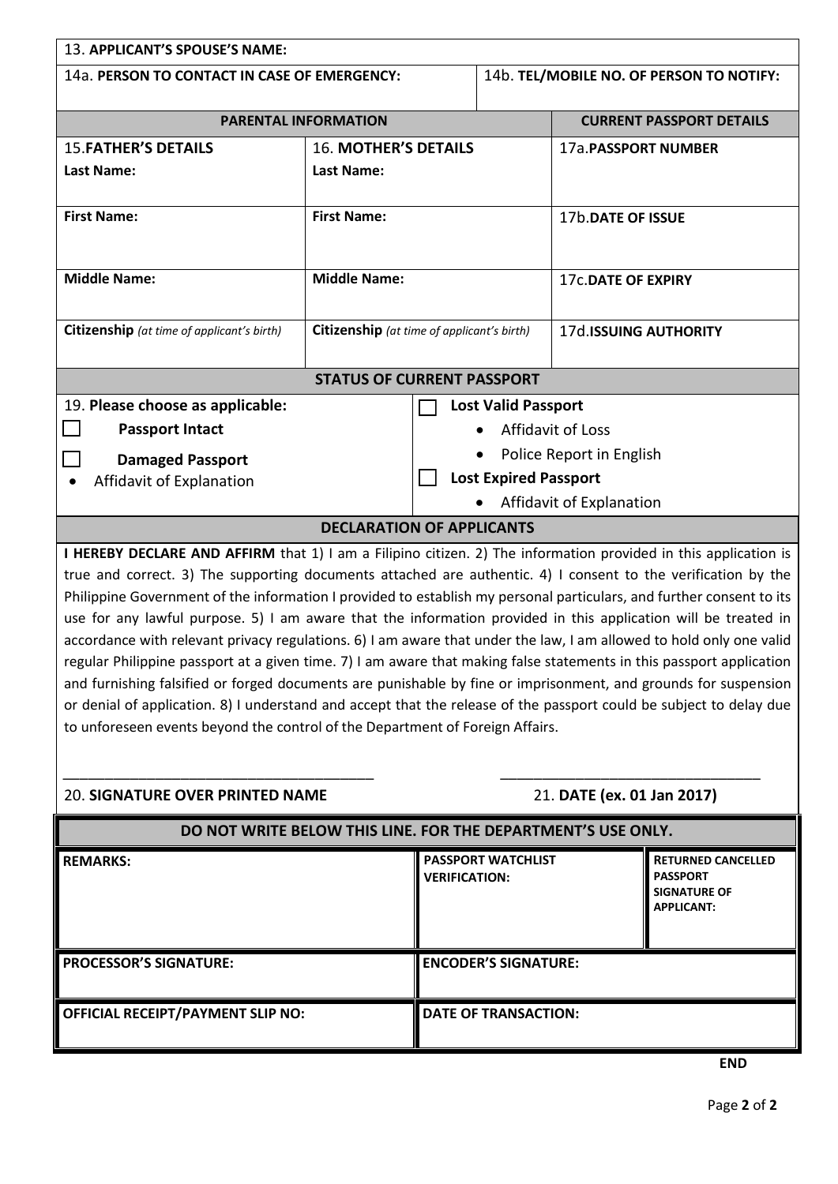| | |
|---|---|
| 13. **APPLICANT'S SPOUSE'S NAME:** | |
| 14a. **PERSON TO CONTACT IN CASE OF EMERGENCY:** | 14b. **TEL/MOBILE NO. OF PERSON TO NOTIFY:** |

| **PARENTAL INFORMATION** | | **CURRENT PASSPORT DETAILS** |
|---|---|---|
| 15.**FATHER'S DETAILS**<br>**Last Name:** | 16. **MOTHER'S DETAILS**<br>**Last Name:** | 17a.**PASSPORT NUMBER** |
| **First Name:** | **First Name:** | 17b.**DATE OF ISSUE** |
| **Middle Name:** | **Middle Name:** | 17c.**DATE OF EXPIRY** |
| **Citizenship** *(at time of applicant's birth)* | **Citizenship** *(at time of applicant's birth)* | 17d.**ISSUING AUTHORITY** |

## STATUS OF CURRENT PASSPORT

19. **Please choose as applicable:**

- ☐ **Passport Intact**
- ☐ **Damaged Passport**
  - Affidavit of Explanation
- ☐ **Lost Valid Passport**
  - Affidavit of Loss
  - Police Report in English
- ☐ **Lost Expired Passport**
  - Affidavit of Explanation

## DECLARATION OF APPLICANTS

**I HEREBY DECLARE AND AFFIRM** that 1) I am a Filipino citizen. 2) The information provided in this application is true and correct. 3) The supporting documents attached are authentic. 4) I consent to the verification by the Philippine Government of the information I provided to establish my personal particulars, and further consent to its use for any lawful purpose. 5) I am aware that the information provided in this application will be treated in accordance with relevant privacy regulations. 6) I am aware that under the law, I am allowed to hold only one valid regular Philippine passport at a given time. 7) I am aware that making false statements in this passport application and furnishing falsified or forged documents are punishable by fine or imprisonment, and grounds for suspension or denial of application. 8) I understand and accept that the release of the passport could be subject to delay due to unforeseen events beyond the control of the Department of Foreign Affairs.

\_\_\_\_\_\_\_\_\_\_\_\_\_\_\_\_\_\_\_\_\_\_\_\_\_\_\_\_\_\_\_\_\_\_\_\_\_\_ \_\_\_\_\_\_\_\_\_\_\_\_\_\_\_\_\_\_\_\_\_\_\_\_\_\_\_\_\_\_\_\_

20. **SIGNATURE OVER PRINTED NAME** 21. **DATE (ex. 01 Jan 2017)**

## DO NOT WRITE BELOW THIS LINE. FOR THE DEPARTMENT'S USE ONLY.

| | | |
|---|---|---|
| **REMARKS:** | **PASSPORT WATCHLIST VERIFICATION:** | **RETURNED CANCELLED PASSPORT SIGNATURE OF APPLICANT:** |
| **PROCESSOR'S SIGNATURE:** | **ENCODER'S SIGNATURE:** | |
| **OFFICIAL RECEIPT/PAYMENT SLIP NO:** | **DATE OF TRANSACTION:** | |

**END**